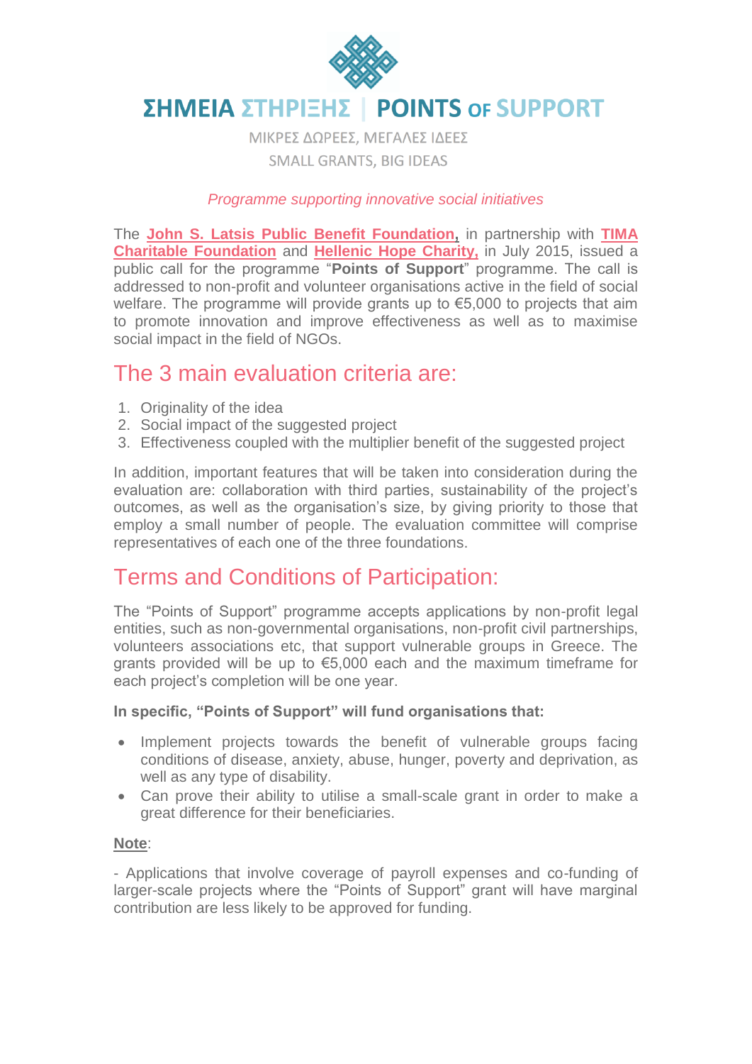# ΣΗΜΕΙΑ ΣΤΗΡΙΞΗΣ | POINTS OF SUPPORT

ΜΙΚΡΕΣ ΔΩΡΕΕΣ, ΜΕΓΑΛΕΣ ΙΔΕΕΣ

SMALL GRANTS, BIG IDEAS

*Programme supporting innovative social initiatives*

The **John S. Latsis Public Benefit Foundation**, in partnership with **TIMA Charitable Foundation** and **Hellenic Hope Charity**, in July 2015, issued a public call for the programme "**Points of Support**" programme. The call is addressed to non-profit and volunteer organisations active in the field of social welfare. The programme will provide grants up to €5,000 to projects that aim to promote innovation and improve effectiveness as well as to maximise social impact in the field of NGOs.

## The 3 main evaluation criteria are:

1. Originality of the idea
2. Social impact of the suggested project
3. Effectiveness coupled with the multiplier benefit of the suggested project

In addition, important features that will be taken into consideration during the evaluation are: collaboration with third parties, sustainability of the project's outcomes, as well as the organisation's size, by giving priority to those that employ a small number of people. The evaluation committee will comprise representatives of each one of the three foundations.

## Terms and Conditions of Participation:

The "Points of Support" programme accepts applications by non-profit legal entities, such as non-governmental organisations, non-profit civil partnerships, volunteers associations etc, that support vulnerable groups in Greece. The grants provided will be up to €5,000 each and the maximum timeframe for each project's completion will be one year.

**In specific, "Points of Support" will fund organisations that:**

- Implement projects towards the benefit of vulnerable groups facing conditions of disease, anxiety, abuse, hunger, poverty and deprivation, as well as any type of disability.
- Can prove their ability to utilise a small-scale grant in order to make a great difference for their beneficiaries.

**Note**:

- Applications that involve coverage of payroll expenses and co-funding of larger-scale projects where the "Points of Support" grant will have marginal contribution are less likely to be approved for funding.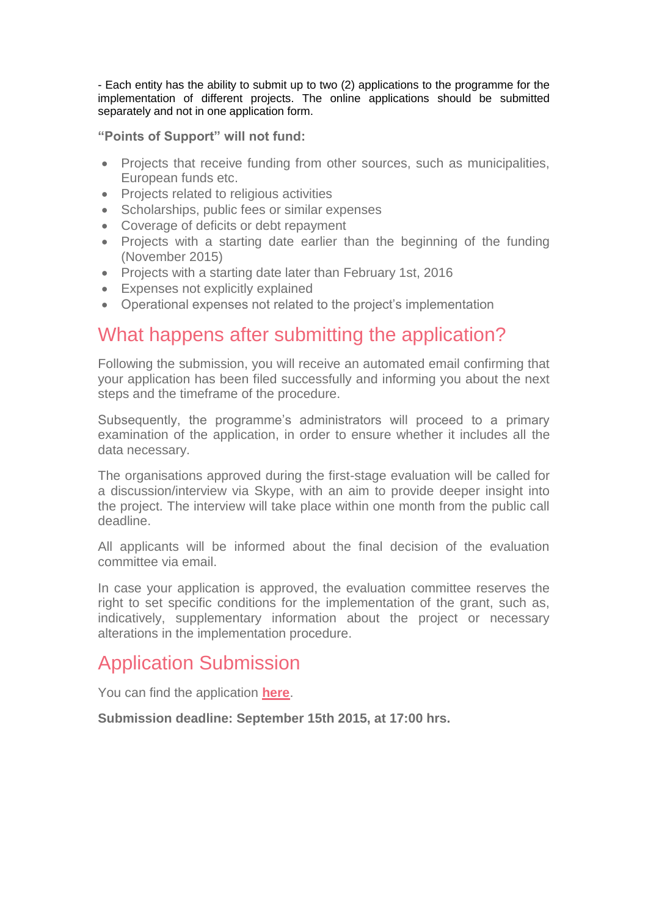- Each entity has the ability to submit up to two (2) applications to the programme for the implementation of different projects. The online applications should be submitted separately and not in one application form.

**“Points of Support” will not fund:**

- Projects that receive funding from other sources, such as municipalities, European funds etc.
- Projects related to religious activities
- Scholarships, public fees or similar expenses
- Coverage of deficits or debt repayment
- Projects with a starting date earlier than the beginning of the funding (November 2015)
- Projects with a starting date later than February 1st, 2016
- Expenses not explicitly explained
- Operational expenses not related to the project’s implementation

## What happens after submitting the application?

Following the submission, you will receive an automated email confirming that your application has been filed successfully and informing you about the next steps and the timeframe of the procedure.

Subsequently, the programme’s administrators will proceed to a primary examination of the application, in order to ensure whether it includes all the data necessary.

The organisations approved during the first-stage evaluation will be called for a discussion/interview via Skype, with an aim to provide deeper insight into the project. The interview will take place within one month from the public call deadline.

All applicants will be informed about the final decision of the evaluation committee via email.

In case your application is approved, the evaluation committee reserves the right to set specific conditions for the implementation of the grant, such as, indicatively, supplementary information about the project or necessary alterations in the implementation procedure.

## Application Submission

You can find the application **here**.

**Submission deadline: September 15th 2015, at 17:00 hrs.**